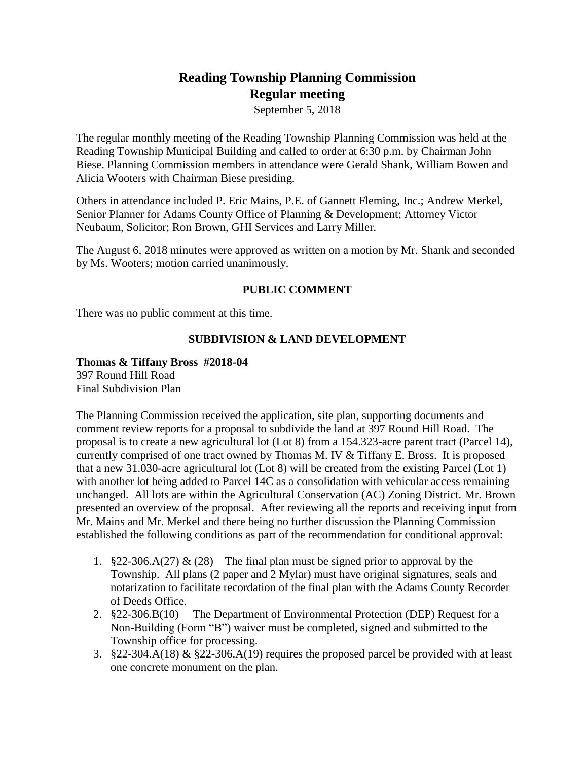# Reading Township Planning Commission
## Regular meeting

September 5, 2018

The regular monthly meeting of the Reading Township Planning Commission was held at the Reading Township Municipal Building and called to order at 6:30 p.m. by Chairman John Biese. Planning Commission members in attendance were Gerald Shank, William Bowen and Alicia Wooters with Chairman Biese presiding.

Others in attendance included P. Eric Mains, P.E. of Gannett Fleming, Inc.; Andrew Merkel, Senior Planner for Adams County Office of Planning & Development; Attorney Victor Neubaum, Solicitor; Ron Brown, GHI Services and Larry Miller.

The August 6, 2018 minutes were approved as written on a motion by Mr. Shank and seconded by Ms. Wooters; motion carried unanimously.

### PUBLIC COMMENT

There was no public comment at this time.

### SUBDIVISION & LAND DEVELOPMENT

**Thomas & Tiffany Bross #2018-04**
397 Round Hill Road
Final Subdivision Plan

The Planning Commission received the application, site plan, supporting documents and comment review reports for a proposal to subdivide the land at 397 Round Hill Road. The proposal is to create a new agricultural lot (Lot 8) from a 154.323-acre parent tract (Parcel 14), currently comprised of one tract owned by Thomas M. IV & Tiffany E. Bross. It is proposed that a new 31.030-acre agricultural lot (Lot 8) will be created from the existing Parcel (Lot 1) with another lot being added to Parcel 14C as a consolidation with vehicular access remaining unchanged. All lots are within the Agricultural Conservation (AC) Zoning District. Mr. Brown presented an overview of the proposal. After reviewing all the reports and receiving input from Mr. Mains and Mr. Merkel and there being no further discussion the Planning Commission established the following conditions as part of the recommendation for conditional approval:

1. §22-306.A(27) & (28) The final plan must be signed prior to approval by the Township. All plans (2 paper and 2 Mylar) must have original signatures, seals and notarization to facilitate recordation of the final plan with the Adams County Recorder of Deeds Office.
2. §22-306.B(10) The Department of Environmental Protection (DEP) Request for a Non-Building (Form "B") waiver must be completed, signed and submitted to the Township office for processing.
3. §22-304.A(18) & §22-306.A(19) requires the proposed parcel be provided with at least one concrete monument on the plan.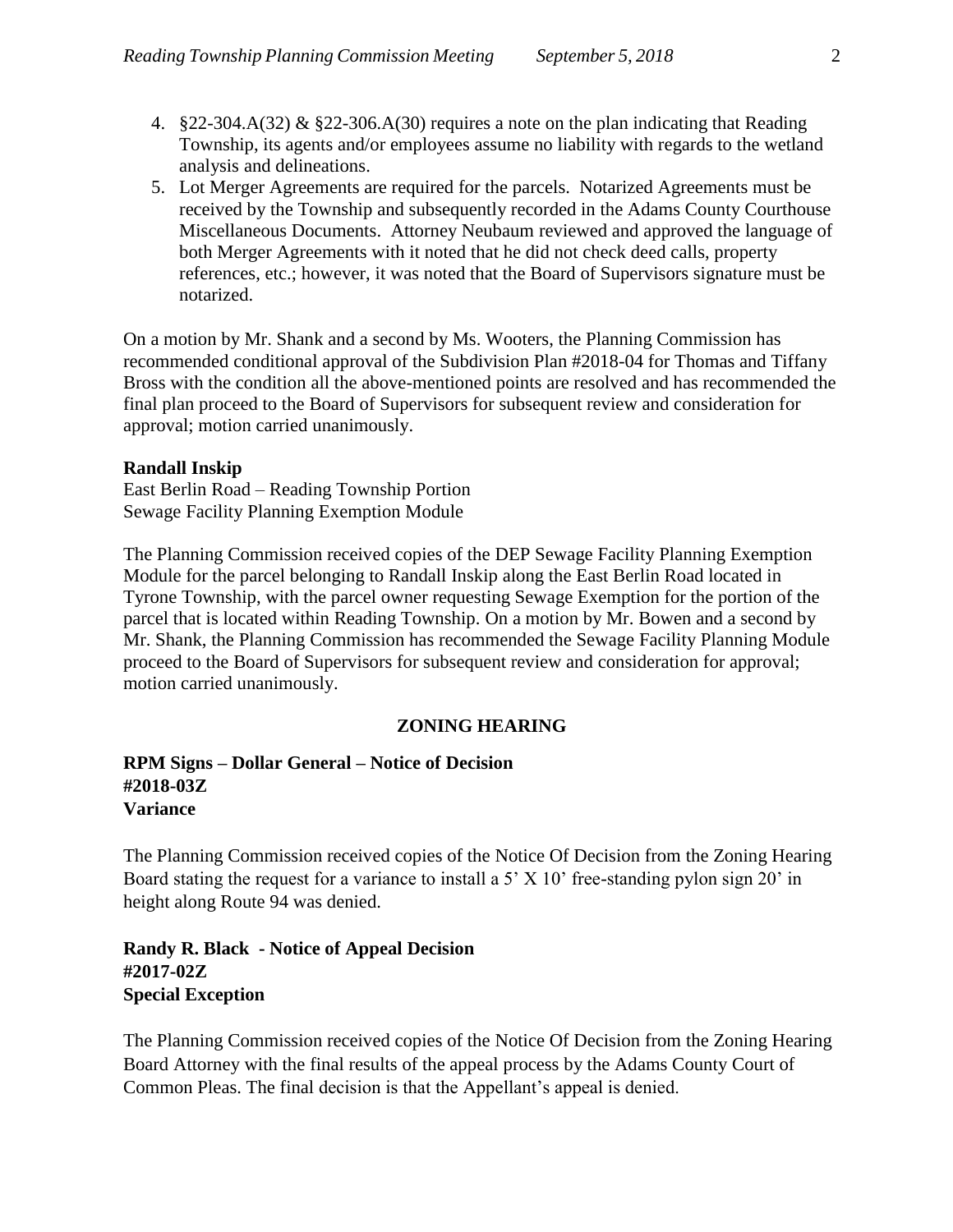4. §22-304.A(32) & §22-306.A(30) requires a note on the plan indicating that Reading Township, its agents and/or employees assume no liability with regards to the wetland analysis and delineations.
5. Lot Merger Agreements are required for the parcels. Notarized Agreements must be received by the Township and subsequently recorded in the Adams County Courthouse Miscellaneous Documents. Attorney Neubaum reviewed and approved the language of both Merger Agreements with it noted that he did not check deed calls, property references, etc.; however, it was noted that the Board of Supervisors signature must be notarized.

On a motion by Mr. Shank and a second by Ms. Wooters, the Planning Commission has recommended conditional approval of the Subdivision Plan #2018-04 for Thomas and Tiffany Bross with the condition all the above-mentioned points are resolved and has recommended the final plan proceed to the Board of Supervisors for subsequent review and consideration for approval; motion carried unanimously.

**Randall Inskip**
East Berlin Road – Reading Township Portion
Sewage Facility Planning Exemption Module

The Planning Commission received copies of the DEP Sewage Facility Planning Exemption Module for the parcel belonging to Randall Inskip along the East Berlin Road located in Tyrone Township, with the parcel owner requesting Sewage Exemption for the portion of the parcel that is located within Reading Township. On a motion by Mr. Bowen and a second by Mr. Shank, the Planning Commission has recommended the Sewage Facility Planning Module proceed to the Board of Supervisors for subsequent review and consideration for approval; motion carried unanimously.

## ZONING HEARING

**RPM Signs – Dollar General – Notice of Decision**
**#2018-03Z**
**Variance**

The Planning Commission received copies of the Notice Of Decision from the Zoning Hearing Board stating the request for a variance to install a 5' X 10' free-standing pylon sign 20' in height along Route 94 was denied.

**Randy R. Black - Notice of Appeal Decision**
**#2017-02Z**
**Special Exception**

The Planning Commission received copies of the Notice Of Decision from the Zoning Hearing Board Attorney with the final results of the appeal process by the Adams County Court of Common Pleas. The final decision is that the Appellant's appeal is denied.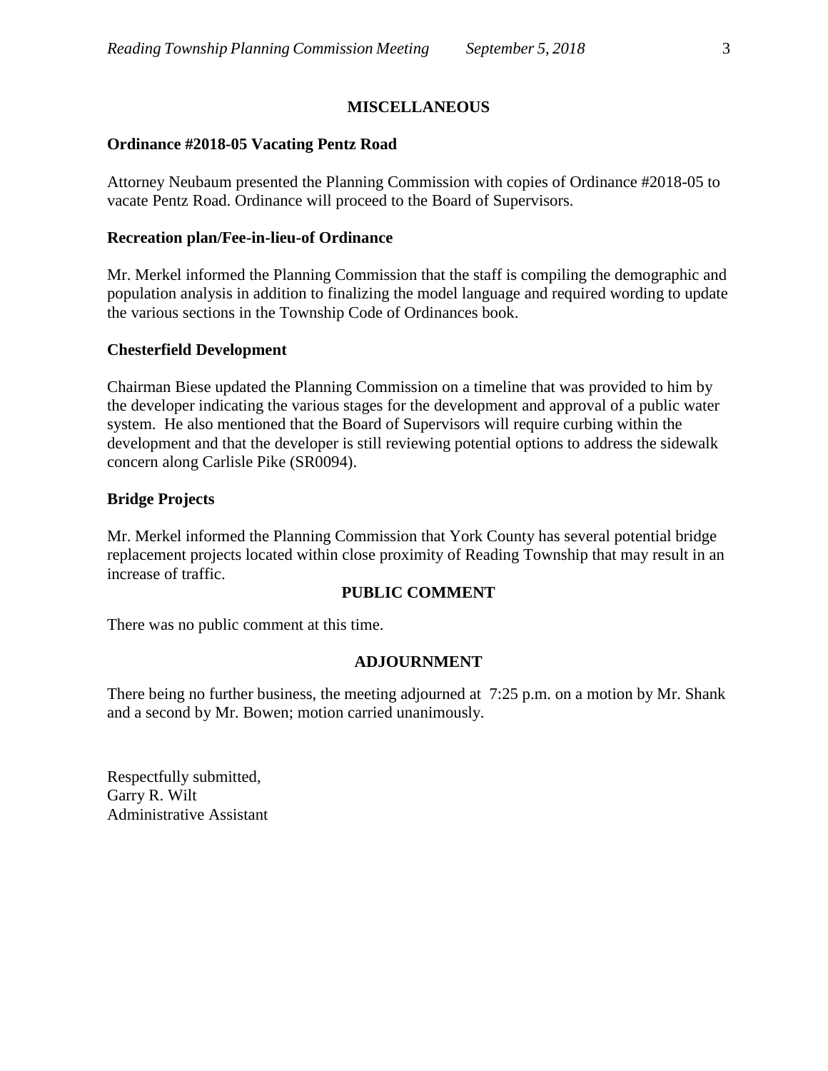## MISCELLANEOUS

**Ordinance #2018-05 Vacating Pentz Road**

Attorney Neubaum presented the Planning Commission with copies of Ordinance #2018-05 to vacate Pentz Road. Ordinance will proceed to the Board of Supervisors.

**Recreation plan/Fee-in-lieu-of Ordinance**

Mr. Merkel informed the Planning Commission that the staff is compiling the demographic and population analysis in addition to finalizing the model language and required wording to update the various sections in the Township Code of Ordinances book.

**Chesterfield Development**

Chairman Biese updated the Planning Commission on a timeline that was provided to him by the developer indicating the various stages for the development and approval of a public water system. He also mentioned that the Board of Supervisors will require curbing within the development and that the developer is still reviewing potential options to address the sidewalk concern along Carlisle Pike (SR0094).

**Bridge Projects**

Mr. Merkel informed the Planning Commission that York County has several potential bridge replacement projects located within close proximity of Reading Township that may result in an increase of traffic.

## PUBLIC COMMENT

There was no public comment at this time.

## ADJOURNMENT

There being no further business, the meeting adjourned at 7:25 p.m. on a motion by Mr. Shank and a second by Mr. Bowen; motion carried unanimously.

Respectfully submitted,
Garry R. Wilt
Administrative Assistant